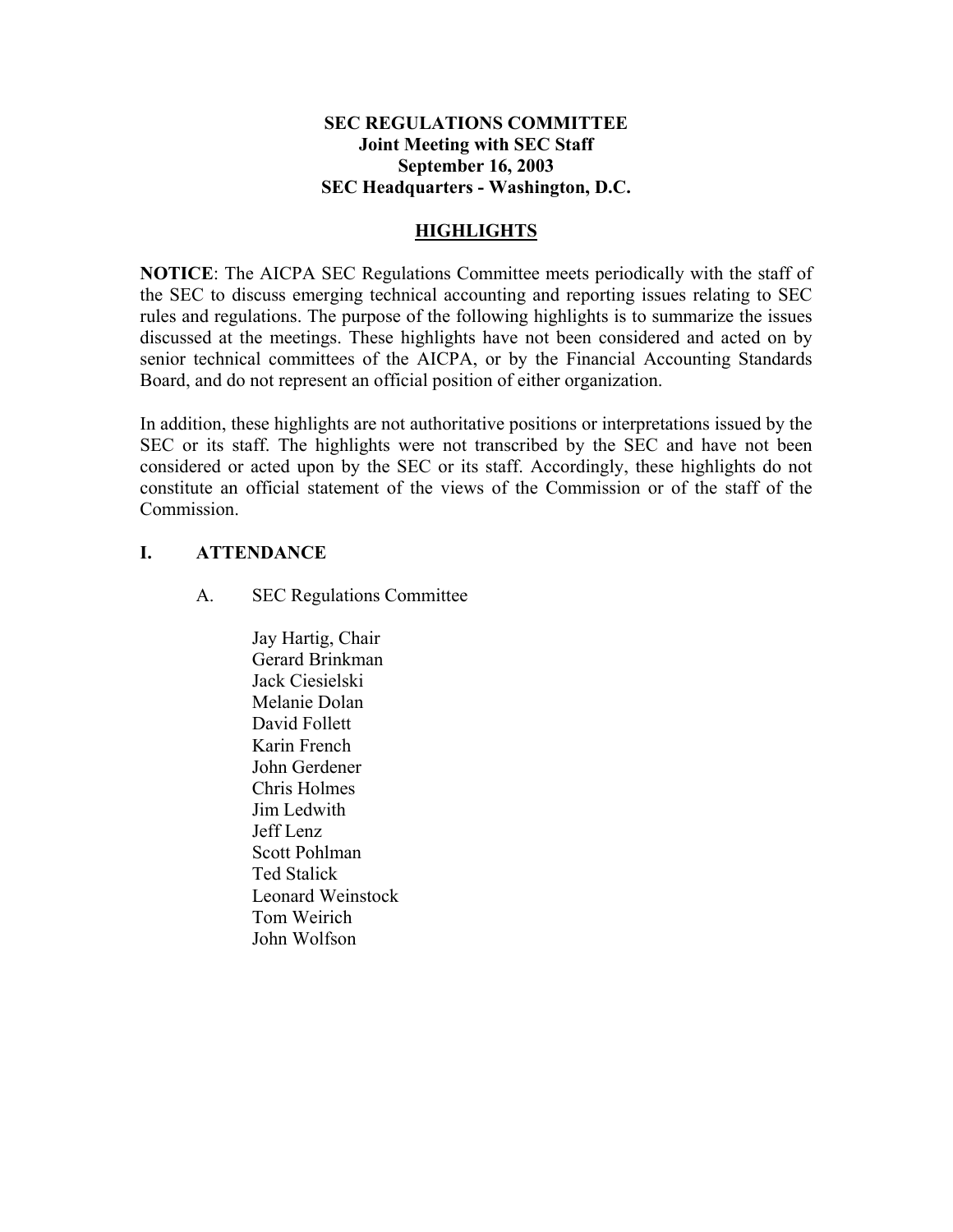**SEC REGULATIONS COMMITTEE**
**Joint Meeting with SEC Staff**
**September 16, 2003**
**SEC Headquarters - Washington, D.C.**

## HIGHLIGHTS

**NOTICE**: The AICPA SEC Regulations Committee meets periodically with the staff of the SEC to discuss emerging technical accounting and reporting issues relating to SEC rules and regulations. The purpose of the following highlights is to summarize the issues discussed at the meetings. These highlights have not been considered and acted on by senior technical committees of the AICPA, or by the Financial Accounting Standards Board, and do not represent an official position of either organization.

In addition, these highlights are not authoritative positions or interpretations issued by the SEC or its staff. The highlights were not transcribed by the SEC and have not been considered or acted upon by the SEC or its staff. Accordingly, these highlights do not constitute an official statement of the views of the Commission or of the staff of the Commission.

## I. ATTENDANCE

### A. SEC Regulations Committee

Jay Hartig, Chair
Gerard Brinkman
Jack Ciesielski
Melanie Dolan
David Follett
Karin French
John Gerdener
Chris Holmes
Jim Ledwith
Jeff Lenz
Scott Pohlman
Ted Stalick
Leonard Weinstock
Tom Weirich
John Wolfson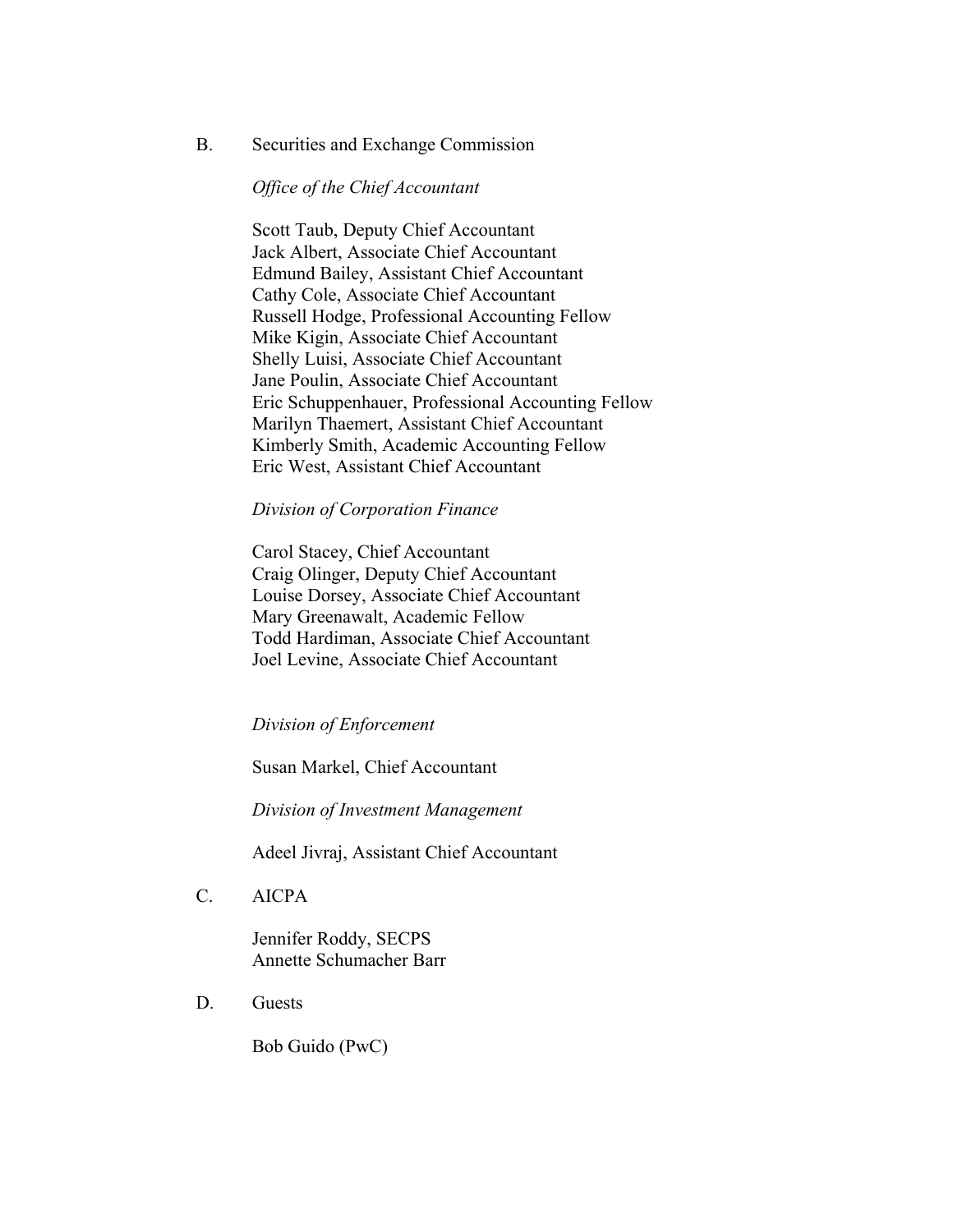B. Securities and Exchange Commission

*Office of the Chief Accountant*

Scott Taub, Deputy Chief Accountant
Jack Albert, Associate Chief Accountant
Edmund Bailey, Assistant Chief Accountant
Cathy Cole, Associate Chief Accountant
Russell Hodge, Professional Accounting Fellow
Mike Kigin, Associate Chief Accountant
Shelly Luisi, Associate Chief Accountant
Jane Poulin, Associate Chief Accountant
Eric Schuppenhauer, Professional Accounting Fellow
Marilyn Thaemert, Assistant Chief Accountant
Kimberly Smith, Academic Accounting Fellow
Eric West, Assistant Chief Accountant

*Division of Corporation Finance*

Carol Stacey, Chief Accountant
Craig Olinger, Deputy Chief Accountant
Louise Dorsey, Associate Chief Accountant
Mary Greenawalt, Academic Fellow
Todd Hardiman, Associate Chief Accountant
Joel Levine, Associate Chief Accountant

*Division of Enforcement*

Susan Markel, Chief Accountant

*Division of Investment Management*

Adeel Jivraj, Assistant Chief Accountant

C. AICPA

Jennifer Roddy, SECPS
Annette Schumacher Barr

D. Guests

Bob Guido (PwC)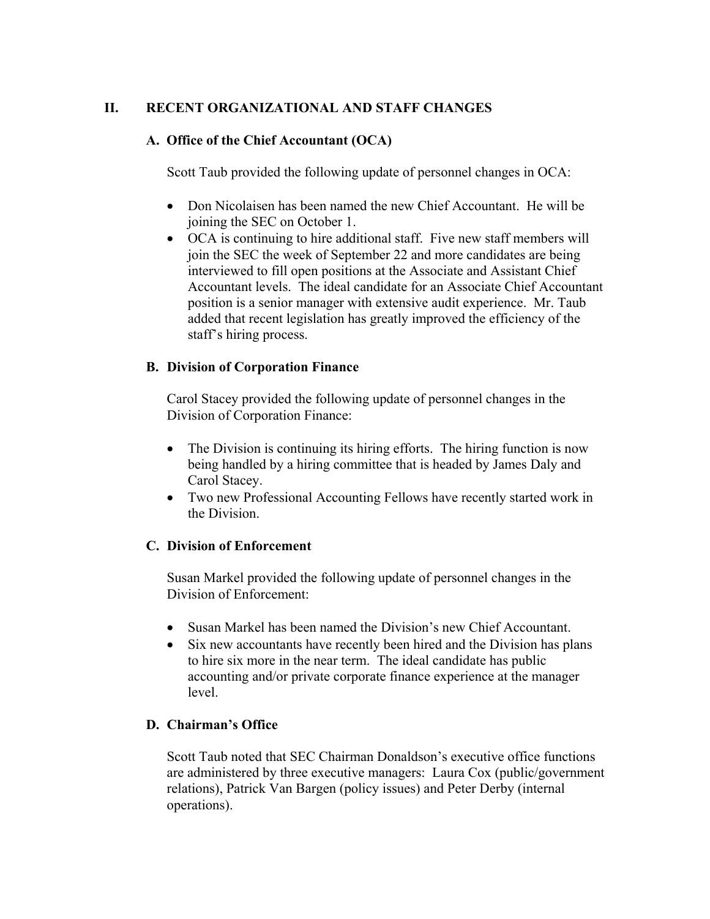## II. RECENT ORGANIZATIONAL AND STAFF CHANGES

### A. Office of the Chief Accountant (OCA)

Scott Taub provided the following update of personnel changes in OCA:

- Don Nicolaisen has been named the new Chief Accountant. He will be joining the SEC on October 1.
- OCA is continuing to hire additional staff. Five new staff members will join the SEC the week of September 22 and more candidates are being interviewed to fill open positions at the Associate and Assistant Chief Accountant levels. The ideal candidate for an Associate Chief Accountant position is a senior manager with extensive audit experience. Mr. Taub added that recent legislation has greatly improved the efficiency of the staff's hiring process.

### B. Division of Corporation Finance

Carol Stacey provided the following update of personnel changes in the Division of Corporation Finance:

- The Division is continuing its hiring efforts. The hiring function is now being handled by a hiring committee that is headed by James Daly and Carol Stacey.
- Two new Professional Accounting Fellows have recently started work in the Division.

### C. Division of Enforcement

Susan Markel provided the following update of personnel changes in the Division of Enforcement:

- Susan Markel has been named the Division's new Chief Accountant.
- Six new accountants have recently been hired and the Division has plans to hire six more in the near term. The ideal candidate has public accounting and/or private corporate finance experience at the manager level.

### D. Chairman's Office

Scott Taub noted that SEC Chairman Donaldson's executive office functions are administered by three executive managers: Laura Cox (public/government relations), Patrick Van Bargen (policy issues) and Peter Derby (internal operations).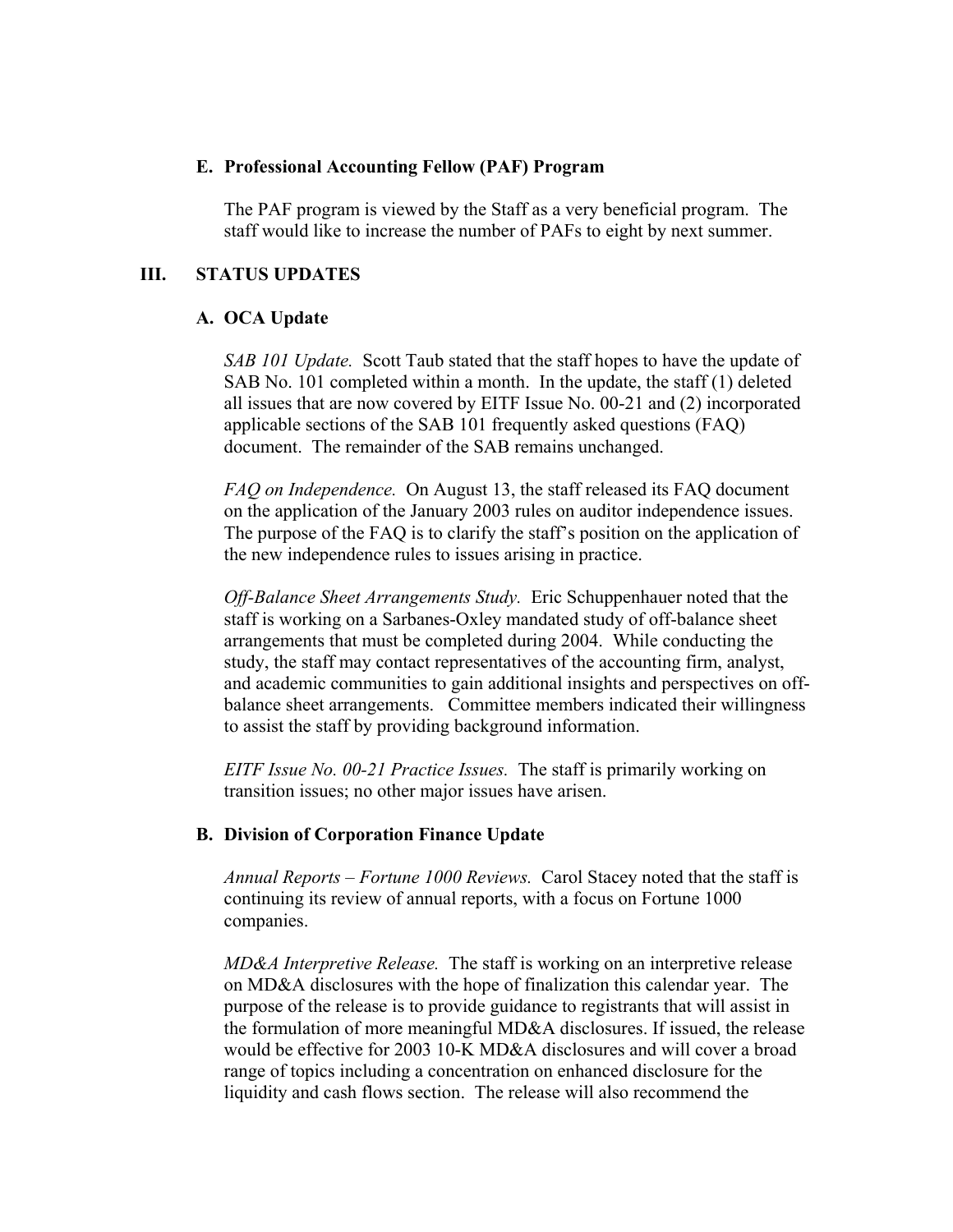### E. Professional Accounting Fellow (PAF) Program

The PAF program is viewed by the Staff as a very beneficial program. The staff would like to increase the number of PAFs to eight by next summer.

## III. STATUS UPDATES

### A. OCA Update

*SAB 101 Update.* Scott Taub stated that the staff hopes to have the update of SAB No. 101 completed within a month. In the update, the staff (1) deleted all issues that are now covered by EITF Issue No. 00-21 and (2) incorporated applicable sections of the SAB 101 frequently asked questions (FAQ) document. The remainder of the SAB remains unchanged.

*FAQ on Independence.* On August 13, the staff released its FAQ document on the application of the January 2003 rules on auditor independence issues. The purpose of the FAQ is to clarify the staff's position on the application of the new independence rules to issues arising in practice.

*Off-Balance Sheet Arrangements Study.* Eric Schuppenhauer noted that the staff is working on a Sarbanes-Oxley mandated study of off-balance sheet arrangements that must be completed during 2004. While conducting the study, the staff may contact representatives of the accounting firm, analyst, and academic communities to gain additional insights and perspectives on off-balance sheet arrangements. Committee members indicated their willingness to assist the staff by providing background information.

*EITF Issue No. 00-21 Practice Issues.* The staff is primarily working on transition issues; no other major issues have arisen.

### B. Division of Corporation Finance Update

*Annual Reports – Fortune 1000 Reviews.* Carol Stacey noted that the staff is continuing its review of annual reports, with a focus on Fortune 1000 companies.

*MD&A Interpretive Release.* The staff is working on an interpretive release on MD&A disclosures with the hope of finalization this calendar year. The purpose of the release is to provide guidance to registrants that will assist in the formulation of more meaningful MD&A disclosures. If issued, the release would be effective for 2003 10-K MD&A disclosures and will cover a broad range of topics including a concentration on enhanced disclosure for the liquidity and cash flows section. The release will also recommend the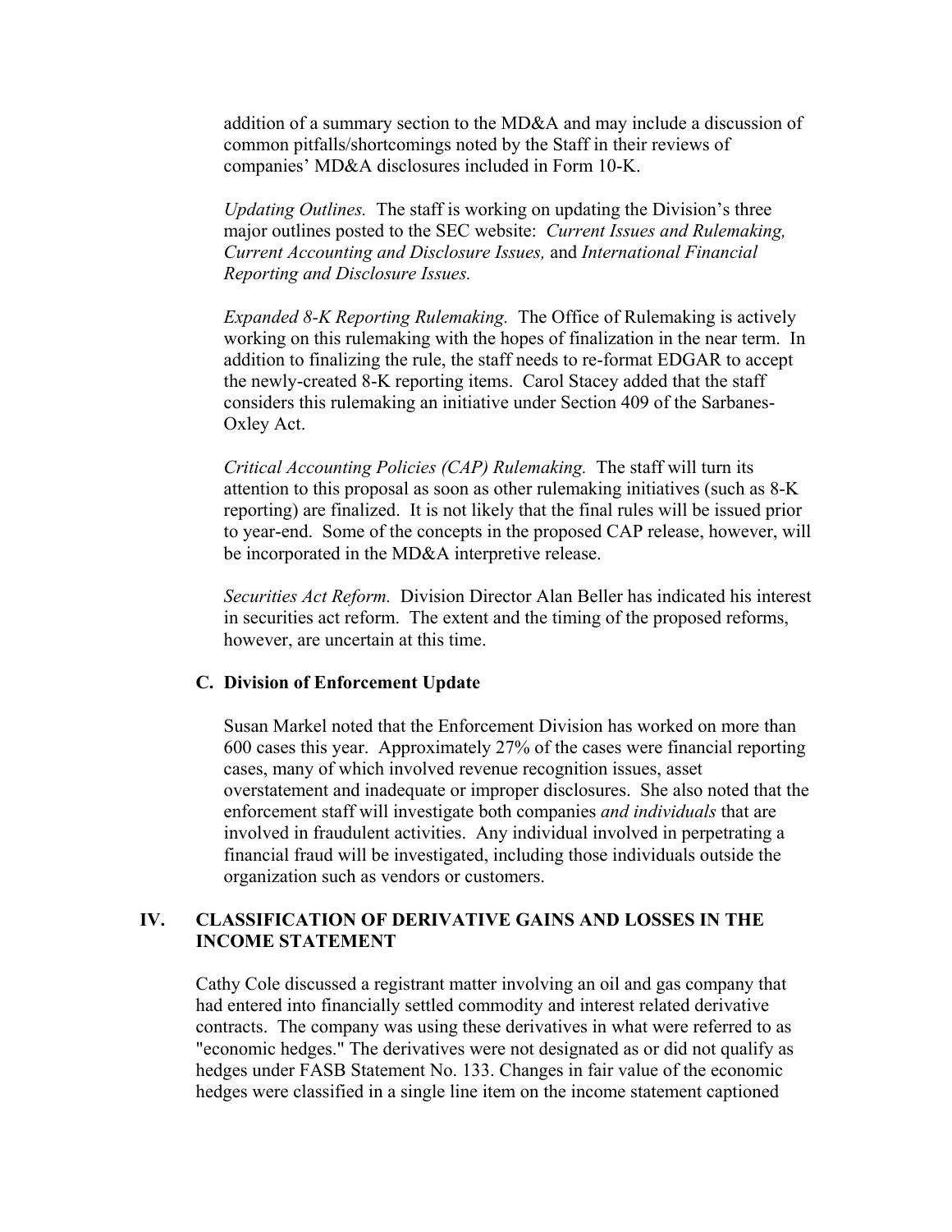addition of a summary section to the MD&A and may include a discussion of common pitfalls/shortcomings noted by the Staff in their reviews of companies' MD&A disclosures included in Form 10-K.

*Updating Outlines.* The staff is working on updating the Division's three major outlines posted to the SEC website: *Current Issues and Rulemaking, Current Accounting and Disclosure Issues,* and *International Financial Reporting and Disclosure Issues.*

*Expanded 8-K Reporting Rulemaking.* The Office of Rulemaking is actively working on this rulemaking with the hopes of finalization in the near term. In addition to finalizing the rule, the staff needs to re-format EDGAR to accept the newly-created 8-K reporting items. Carol Stacey added that the staff considers this rulemaking an initiative under Section 409 of the Sarbanes-Oxley Act.

*Critical Accounting Policies (CAP) Rulemaking.* The staff will turn its attention to this proposal as soon as other rulemaking initiatives (such as 8-K reporting) are finalized. It is not likely that the final rules will be issued prior to year-end. Some of the concepts in the proposed CAP release, however, will be incorporated in the MD&A interpretive release.

*Securities Act Reform.* Division Director Alan Beller has indicated his interest in securities act reform. The extent and the timing of the proposed reforms, however, are uncertain at this time.

### C. Division of Enforcement Update

Susan Markel noted that the Enforcement Division has worked on more than 600 cases this year. Approximately 27% of the cases were financial reporting cases, many of which involved revenue recognition issues, asset overstatement and inadequate or improper disclosures. She also noted that the enforcement staff will investigate both companies *and individuals* that are involved in fraudulent activities. Any individual involved in perpetrating a financial fraud will be investigated, including those individuals outside the organization such as vendors or customers.

## IV. CLASSIFICATION OF DERIVATIVE GAINS AND LOSSES IN THE INCOME STATEMENT

Cathy Cole discussed a registrant matter involving an oil and gas company that had entered into financially settled commodity and interest related derivative contracts. The company was using these derivatives in what were referred to as "economic hedges." The derivatives were not designated as or did not qualify as hedges under FASB Statement No. 133. Changes in fair value of the economic hedges were classified in a single line item on the income statement captioned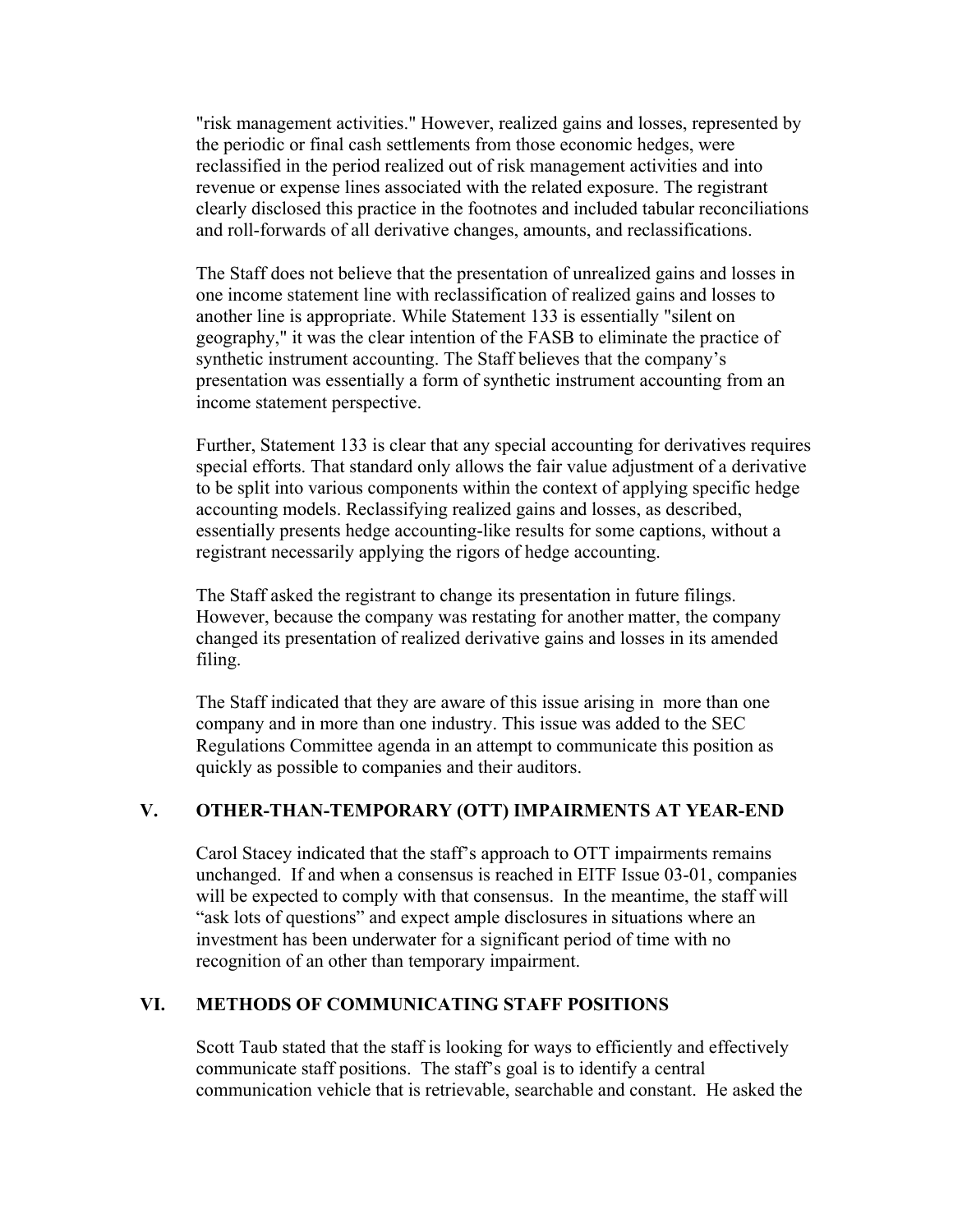"risk management activities." However, realized gains and losses, represented by the periodic or final cash settlements from those economic hedges, were reclassified in the period realized out of risk management activities and into revenue or expense lines associated with the related exposure. The registrant clearly disclosed this practice in the footnotes and included tabular reconciliations and roll-forwards of all derivative changes, amounts, and reclassifications.

The Staff does not believe that the presentation of unrealized gains and losses in one income statement line with reclassification of realized gains and losses to another line is appropriate. While Statement 133 is essentially "silent on geography," it was the clear intention of the FASB to eliminate the practice of synthetic instrument accounting. The Staff believes that the company's presentation was essentially a form of synthetic instrument accounting from an income statement perspective.

Further, Statement 133 is clear that any special accounting for derivatives requires special efforts. That standard only allows the fair value adjustment of a derivative to be split into various components within the context of applying specific hedge accounting models. Reclassifying realized gains and losses, as described, essentially presents hedge accounting-like results for some captions, without a registrant necessarily applying the rigors of hedge accounting.

The Staff asked the registrant to change its presentation in future filings. However, because the company was restating for another matter, the company changed its presentation of realized derivative gains and losses in its amended filing.

The Staff indicated that they are aware of this issue arising in more than one company and in more than one industry. This issue was added to the SEC Regulations Committee agenda in an attempt to communicate this position as quickly as possible to companies and their auditors.

## V. OTHER-THAN-TEMPORARY (OTT) IMPAIRMENTS AT YEAR-END

Carol Stacey indicated that the staff's approach to OTT impairments remains unchanged. If and when a consensus is reached in EITF Issue 03-01, companies will be expected to comply with that consensus. In the meantime, the staff will "ask lots of questions" and expect ample disclosures in situations where an investment has been underwater for a significant period of time with no recognition of an other than temporary impairment.

## VI. METHODS OF COMMUNICATING STAFF POSITIONS

Scott Taub stated that the staff is looking for ways to efficiently and effectively communicate staff positions. The staff's goal is to identify a central communication vehicle that is retrievable, searchable and constant. He asked the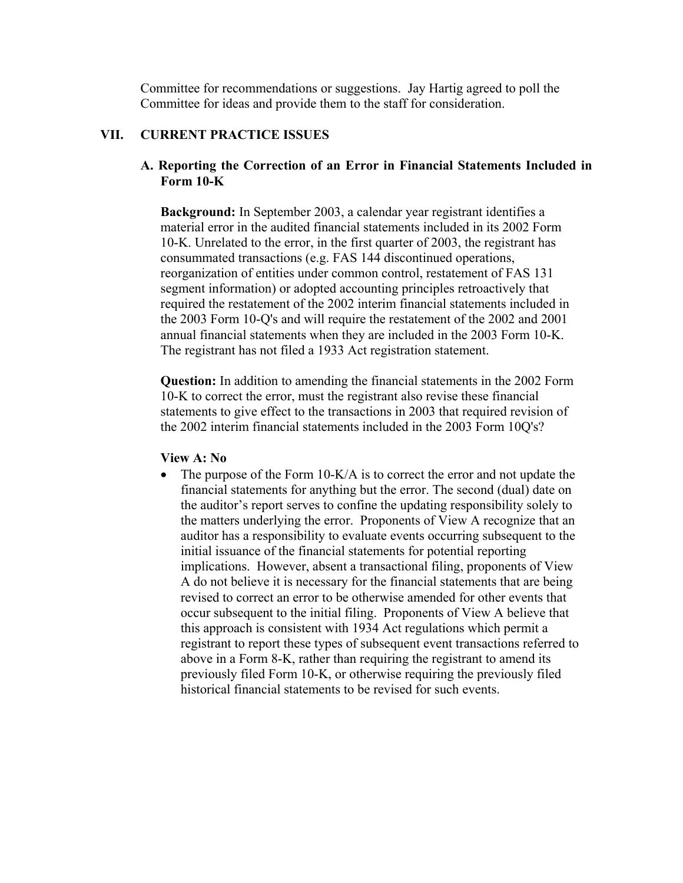Committee for recommendations or suggestions. Jay Hartig agreed to poll the Committee for ideas and provide them to the staff for consideration.

## VII. CURRENT PRACTICE ISSUES

### A. Reporting the Correction of an Error in Financial Statements Included in Form 10-K

**Background:** In September 2003, a calendar year registrant identifies a material error in the audited financial statements included in its 2002 Form 10-K. Unrelated to the error, in the first quarter of 2003, the registrant has consummated transactions (e.g. FAS 144 discontinued operations, reorganization of entities under common control, restatement of FAS 131 segment information) or adopted accounting principles retroactively that required the restatement of the 2002 interim financial statements included in the 2003 Form 10-Q's and will require the restatement of the 2002 and 2001 annual financial statements when they are included in the 2003 Form 10-K. The registrant has not filed a 1933 Act registration statement.

**Question:** In addition to amending the financial statements in the 2002 Form 10-K to correct the error, must the registrant also revise these financial statements to give effect to the transactions in 2003 that required revision of the 2002 interim financial statements included in the 2003 Form 10Q's?

**View A: No**

- The purpose of the Form 10-K/A is to correct the error and not update the financial statements for anything but the error. The second (dual) date on the auditor's report serves to confine the updating responsibility solely to the matters underlying the error. Proponents of View A recognize that an auditor has a responsibility to evaluate events occurring subsequent to the initial issuance of the financial statements for potential reporting implications. However, absent a transactional filing, proponents of View A do not believe it is necessary for the financial statements that are being revised to correct an error to be otherwise amended for other events that occur subsequent to the initial filing. Proponents of View A believe that this approach is consistent with 1934 Act regulations which permit a registrant to report these types of subsequent event transactions referred to above in a Form 8-K, rather than requiring the registrant to amend its previously filed Form 10-K, or otherwise requiring the previously filed historical financial statements to be revised for such events.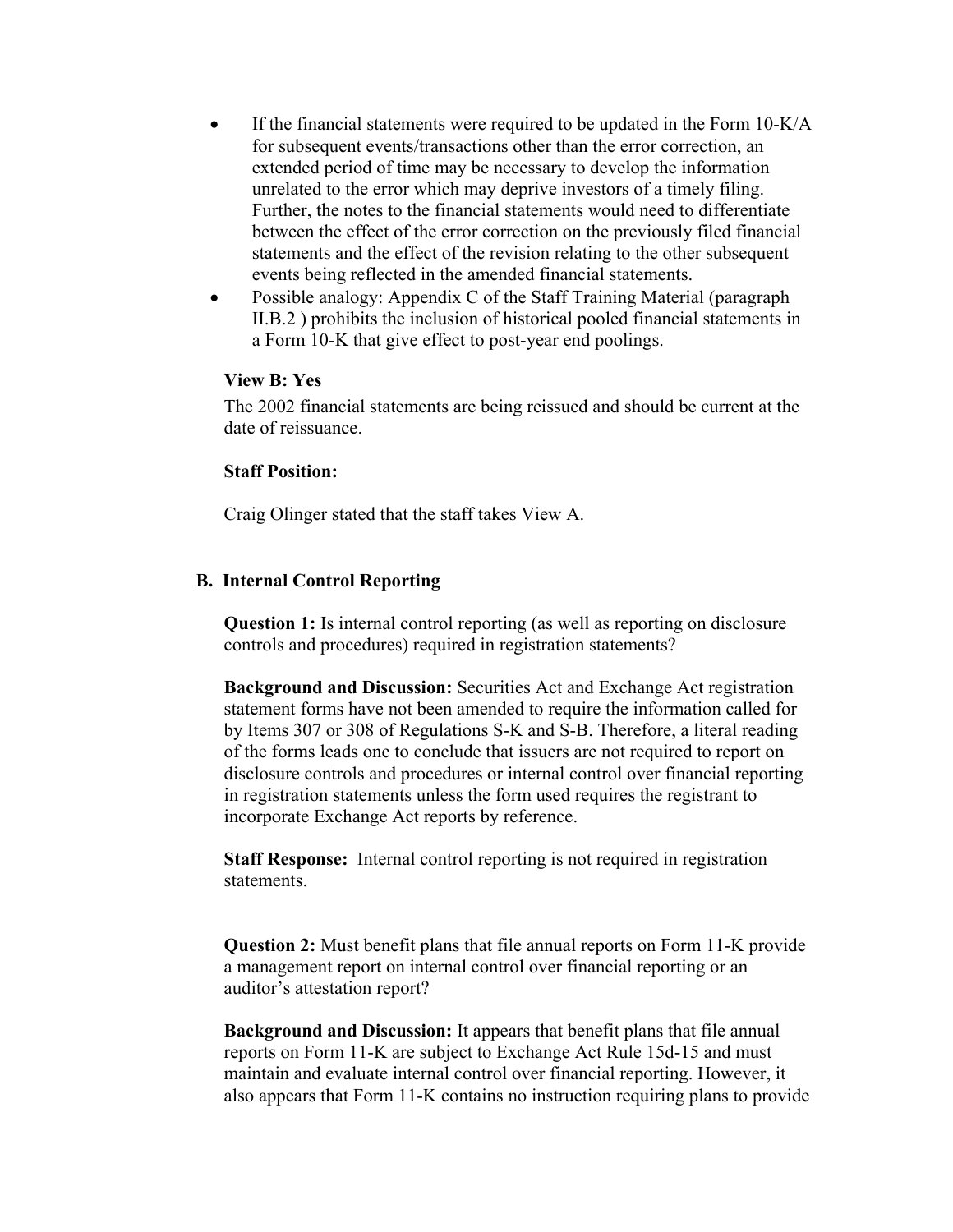- If the financial statements were required to be updated in the Form 10-K/A for subsequent events/transactions other than the error correction, an extended period of time may be necessary to develop the information unrelated to the error which may deprive investors of a timely filing. Further, the notes to the financial statements would need to differentiate between the effect of the error correction on the previously filed financial statements and the effect of the revision relating to the other subsequent events being reflected in the amended financial statements.
- Possible analogy: Appendix C of the Staff Training Material (paragraph II.B.2 ) prohibits the inclusion of historical pooled financial statements in a Form 10-K that give effect to post-year end poolings.

**View B: Yes**

The 2002 financial statements are being reissued and should be current at the date of reissuance.

**Staff Position:**

Craig Olinger stated that the staff takes View A.

### B. Internal Control Reporting

**Question 1:** Is internal control reporting (as well as reporting on disclosure controls and procedures) required in registration statements?

**Background and Discussion:** Securities Act and Exchange Act registration statement forms have not been amended to require the information called for by Items 307 or 308 of Regulations S-K and S-B. Therefore, a literal reading of the forms leads one to conclude that issuers are not required to report on disclosure controls and procedures or internal control over financial reporting in registration statements unless the form used requires the registrant to incorporate Exchange Act reports by reference.

**Staff Response:** Internal control reporting is not required in registration statements.

**Question 2:** Must benefit plans that file annual reports on Form 11-K provide a management report on internal control over financial reporting or an auditor's attestation report?

**Background and Discussion:** It appears that benefit plans that file annual reports on Form 11-K are subject to Exchange Act Rule 15d-15 and must maintain and evaluate internal control over financial reporting. However, it also appears that Form 11-K contains no instruction requiring plans to provide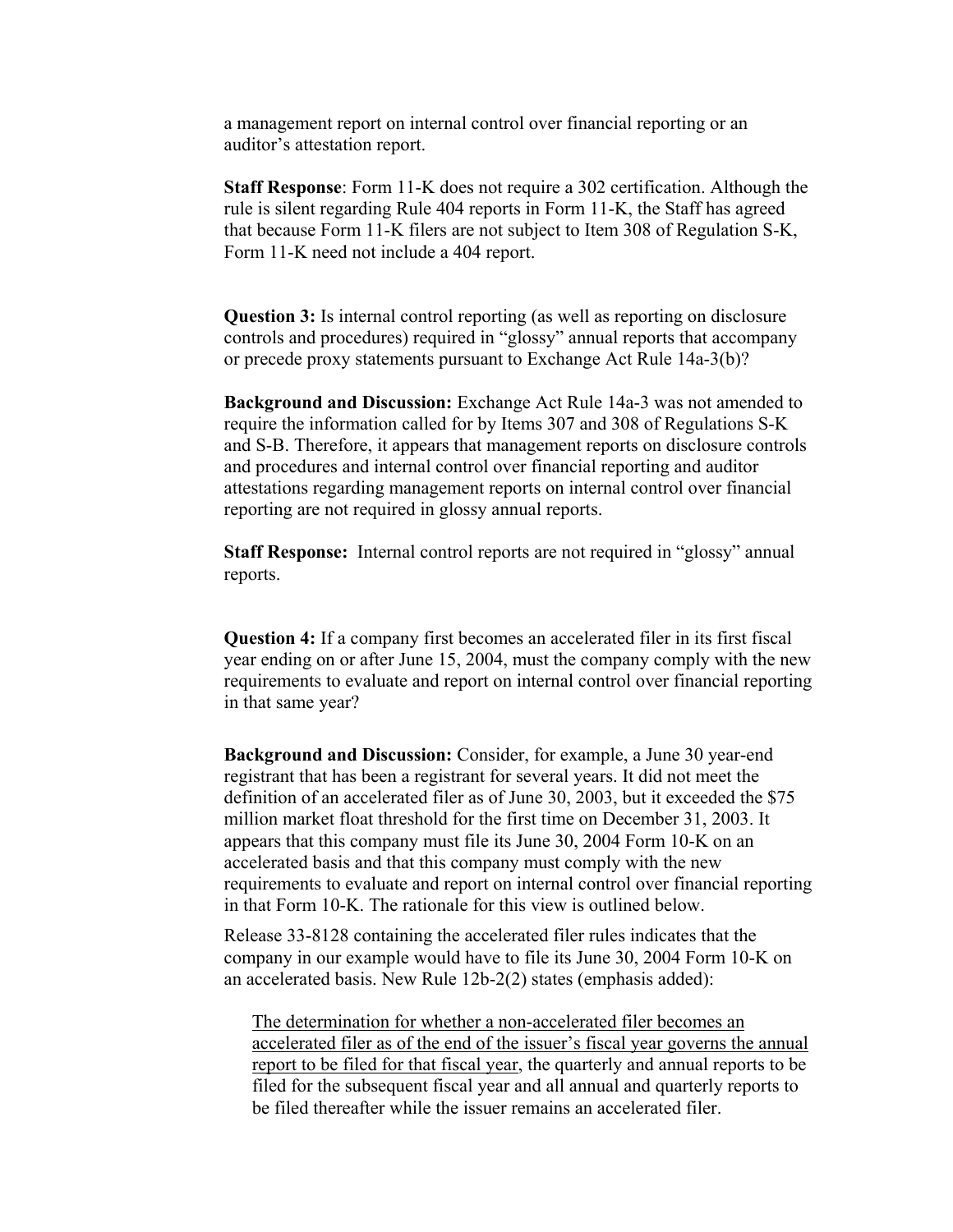a management report on internal control over financial reporting or an auditor's attestation report.

**Staff Response**: Form 11-K does not require a 302 certification. Although the rule is silent regarding Rule 404 reports in Form 11-K, the Staff has agreed that because Form 11-K filers are not subject to Item 308 of Regulation S-K, Form 11-K need not include a 404 report.

**Question 3:** Is internal control reporting (as well as reporting on disclosure controls and procedures) required in "glossy" annual reports that accompany or precede proxy statements pursuant to Exchange Act Rule 14a-3(b)?

**Background and Discussion:** Exchange Act Rule 14a-3 was not amended to require the information called for by Items 307 and 308 of Regulations S-K and S-B. Therefore, it appears that management reports on disclosure controls and procedures and internal control over financial reporting and auditor attestations regarding management reports on internal control over financial reporting are not required in glossy annual reports.

**Staff Response:** Internal control reports are not required in "glossy" annual reports.

**Question 4:** If a company first becomes an accelerated filer in its first fiscal year ending on or after June 15, 2004, must the company comply with the new requirements to evaluate and report on internal control over financial reporting in that same year?

**Background and Discussion:** Consider, for example, a June 30 year-end registrant that has been a registrant for several years. It did not meet the definition of an accelerated filer as of June 30, 2003, but it exceeded the $75 million market float threshold for the first time on December 31, 2003. It appears that this company must file its June 30, 2004 Form 10-K on an accelerated basis and that this company must comply with the new requirements to evaluate and report on internal control over financial reporting in that Form 10-K. The rationale for this view is outlined below.

Release 33-8128 containing the accelerated filer rules indicates that the company in our example would have to file its June 30, 2004 Form 10-K on an accelerated basis. New Rule 12b-2(2) states (emphasis added):

> <u>The determination for whether a non-accelerated filer becomes an accelerated filer as of the end of the issuer's fiscal year governs the annual report to be filed for that fiscal year</u>, the quarterly and annual reports to be filed for the subsequent fiscal year and all annual and quarterly reports to be filed thereafter while the issuer remains an accelerated filer.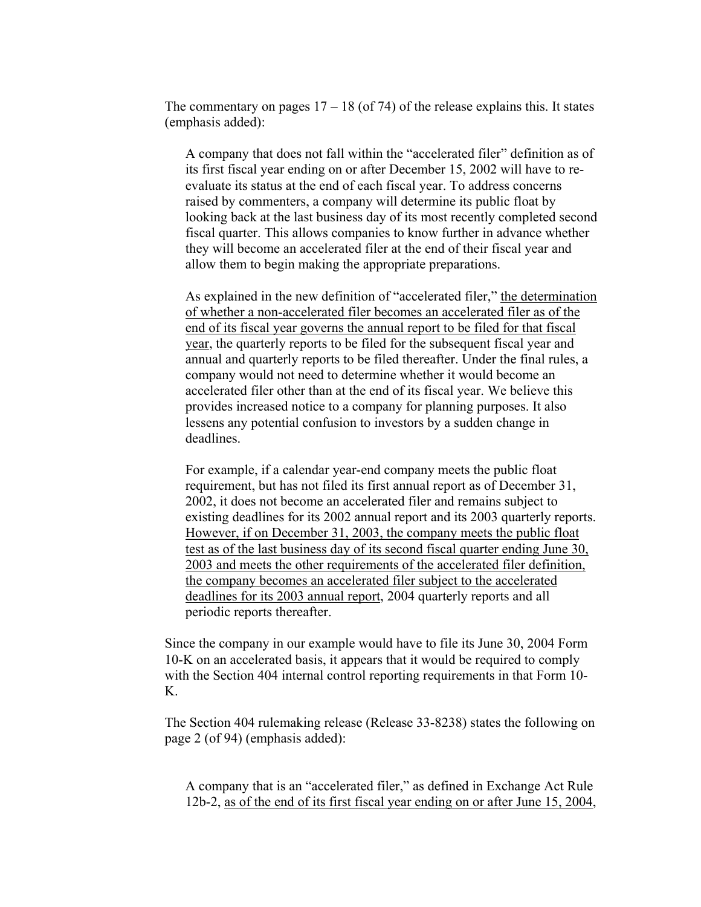The commentary on pages 17 – 18 (of 74) of the release explains this. It states (emphasis added):

> A company that does not fall within the "accelerated filer" definition as of its first fiscal year ending on or after December 15, 2002 will have to re-evaluate its status at the end of each fiscal year. To address concerns raised by commenters, a company will determine its public float by looking back at the last business day of its most recently completed second fiscal quarter. This allows companies to know further in advance whether they will become an accelerated filer at the end of their fiscal year and allow them to begin making the appropriate preparations.
>
> As explained in the new definition of "accelerated filer," <u>the determination of whether a non-accelerated filer becomes an accelerated filer as of the end of its fiscal year governs the annual report to be filed for that fiscal year</u>, the quarterly reports to be filed for the subsequent fiscal year and annual and quarterly reports to be filed thereafter. Under the final rules, a company would not need to determine whether it would become an accelerated filer other than at the end of its fiscal year. We believe this provides increased notice to a company for planning purposes. It also lessens any potential confusion to investors by a sudden change in deadlines.
>
> For example, if a calendar year-end company meets the public float requirement, but has not filed its first annual report as of December 31, 2002, it does not become an accelerated filer and remains subject to existing deadlines for its 2002 annual report and its 2003 quarterly reports. <u>However, if on December 31, 2003, the company meets the public float test as of the last business day of its second fiscal quarter ending June 30, 2003 and meets the other requirements of the accelerated filer definition, the company becomes an accelerated filer subject to the accelerated deadlines for its 2003 annual report</u>, 2004 quarterly reports and all periodic reports thereafter.

Since the company in our example would have to file its June 30, 2004 Form 10-K on an accelerated basis, it appears that it would be required to comply with the Section 404 internal control reporting requirements in that Form 10-K.

The Section 404 rulemaking release (Release 33-8238) states the following on page 2 (of 94) (emphasis added):

> A company that is an "accelerated filer," as defined in Exchange Act Rule 12b-2, <u>as of the end of its first fiscal year ending on or after June 15, 2004</u>,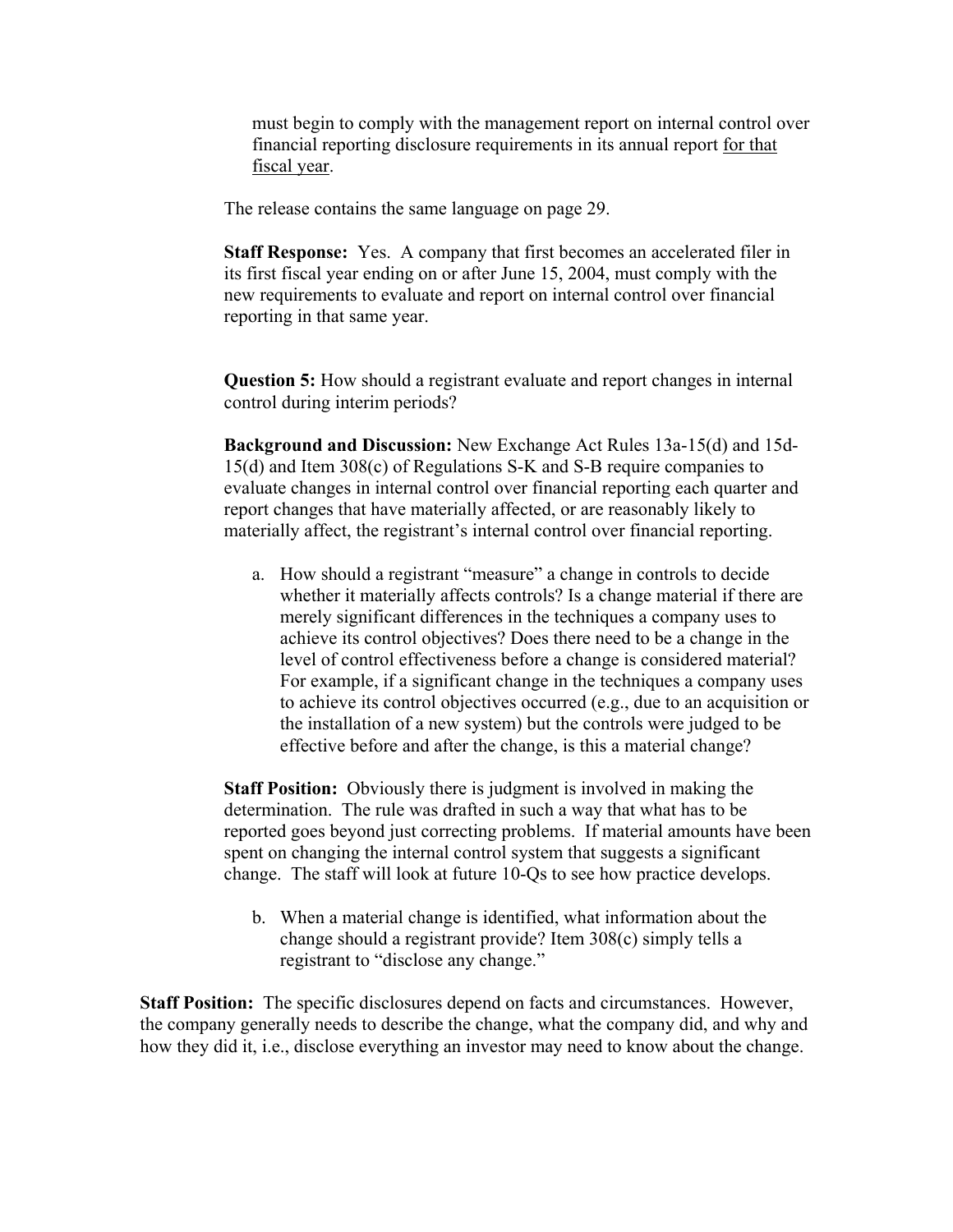must begin to comply with the management report on internal control over financial reporting disclosure requirements in its annual report <u>for that fiscal year</u>.

The release contains the same language on page 29.

**Staff Response:** Yes. A company that first becomes an accelerated filer in its first fiscal year ending on or after June 15, 2004, must comply with the new requirements to evaluate and report on internal control over financial reporting in that same year.

**Question 5:** How should a registrant evaluate and report changes in internal control during interim periods?

**Background and Discussion:** New Exchange Act Rules 13a-15(d) and 15d-15(d) and Item 308(c) of Regulations S-K and S-B require companies to evaluate changes in internal control over financial reporting each quarter and report changes that have materially affected, or are reasonably likely to materially affect, the registrant's internal control over financial reporting.

a. How should a registrant "measure" a change in controls to decide whether it materially affects controls? Is a change material if there are merely significant differences in the techniques a company uses to achieve its control objectives? Does there need to be a change in the level of control effectiveness before a change is considered material? For example, if a significant change in the techniques a company uses to achieve its control objectives occurred (e.g., due to an acquisition or the installation of a new system) but the controls were judged to be effective before and after the change, is this a material change?

**Staff Position:** Obviously there is judgment is involved in making the determination. The rule was drafted in such a way that what has to be reported goes beyond just correcting problems. If material amounts have been spent on changing the internal control system that suggests a significant change. The staff will look at future 10-Qs to see how practice develops.

b. When a material change is identified, what information about the change should a registrant provide? Item 308(c) simply tells a registrant to "disclose any change."

**Staff Position:** The specific disclosures depend on facts and circumstances. However, the company generally needs to describe the change, what the company did, and why and how they did it, i.e., disclose everything an investor may need to know about the change.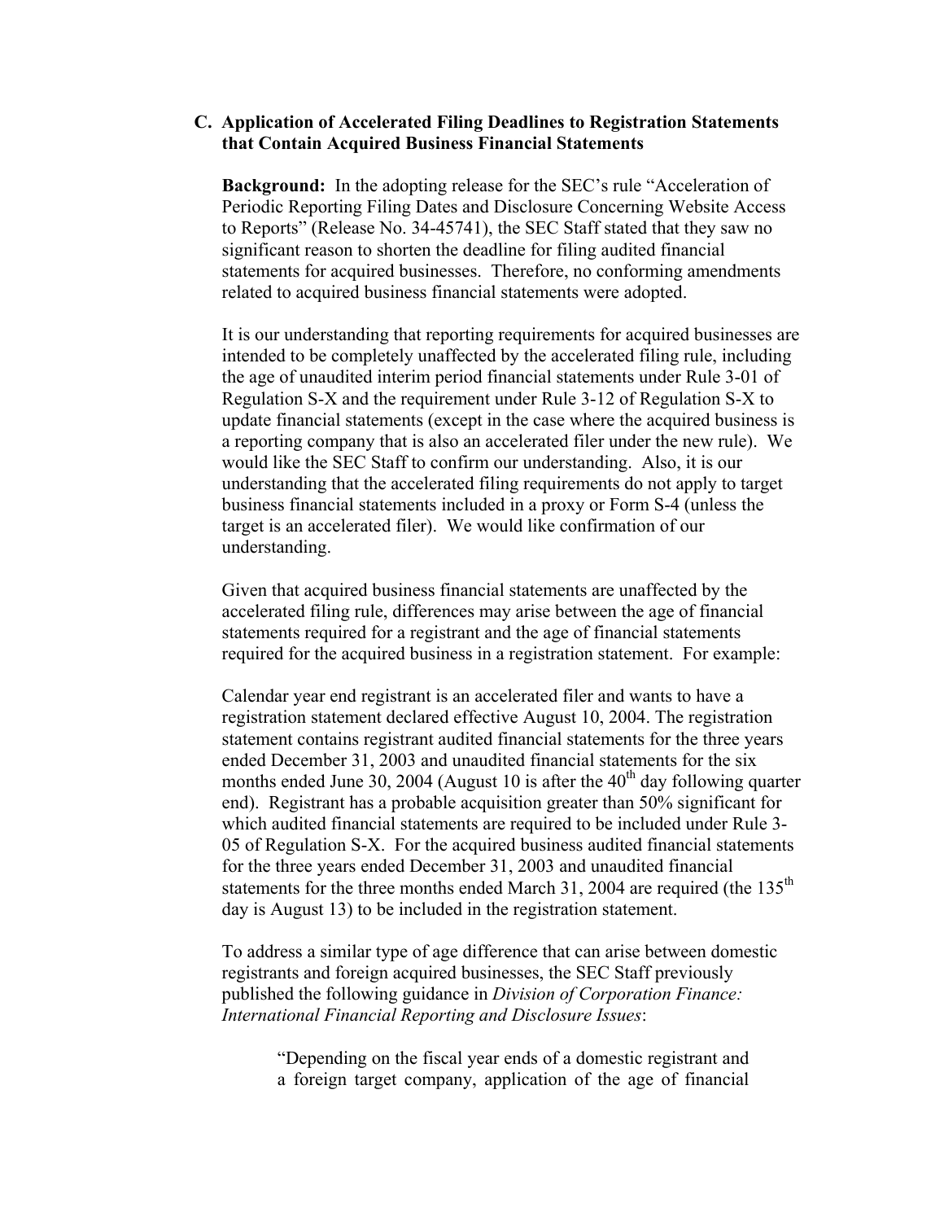### C. Application of Accelerated Filing Deadlines to Registration Statements that Contain Acquired Business Financial Statements

**Background:** In the adopting release for the SEC's rule "Acceleration of Periodic Reporting Filing Dates and Disclosure Concerning Website Access to Reports" (Release No. 34-45741), the SEC Staff stated that they saw no significant reason to shorten the deadline for filing audited financial statements for acquired businesses. Therefore, no conforming amendments related to acquired business financial statements were adopted.

It is our understanding that reporting requirements for acquired businesses are intended to be completely unaffected by the accelerated filing rule, including the age of unaudited interim period financial statements under Rule 3-01 of Regulation S-X and the requirement under Rule 3-12 of Regulation S-X to update financial statements (except in the case where the acquired business is a reporting company that is also an accelerated filer under the new rule). We would like the SEC Staff to confirm our understanding. Also, it is our understanding that the accelerated filing requirements do not apply to target business financial statements included in a proxy or Form S-4 (unless the target is an accelerated filer). We would like confirmation of our understanding.

Given that acquired business financial statements are unaffected by the accelerated filing rule, differences may arise between the age of financial statements required for a registrant and the age of financial statements required for the acquired business in a registration statement. For example:

Calendar year end registrant is an accelerated filer and wants to have a registration statement declared effective August 10, 2004. The registration statement contains registrant audited financial statements for the three years ended December 31, 2003 and unaudited financial statements for the six months ended June 30, 2004 (August 10 is after the 40th day following quarter end). Registrant has a probable acquisition greater than 50% significant for which audited financial statements are required to be included under Rule 3-05 of Regulation S-X. For the acquired business audited financial statements for the three years ended December 31, 2003 and unaudited financial statements for the three months ended March 31, 2004 are required (the 135th day is August 13) to be included in the registration statement.

To address a similar type of age difference that can arise between domestic registrants and foreign acquired businesses, the SEC Staff previously published the following guidance in *Division of Corporation Finance: International Financial Reporting and Disclosure Issues*:

> "Depending on the fiscal year ends of a domestic registrant and a foreign target company, application of the age of financial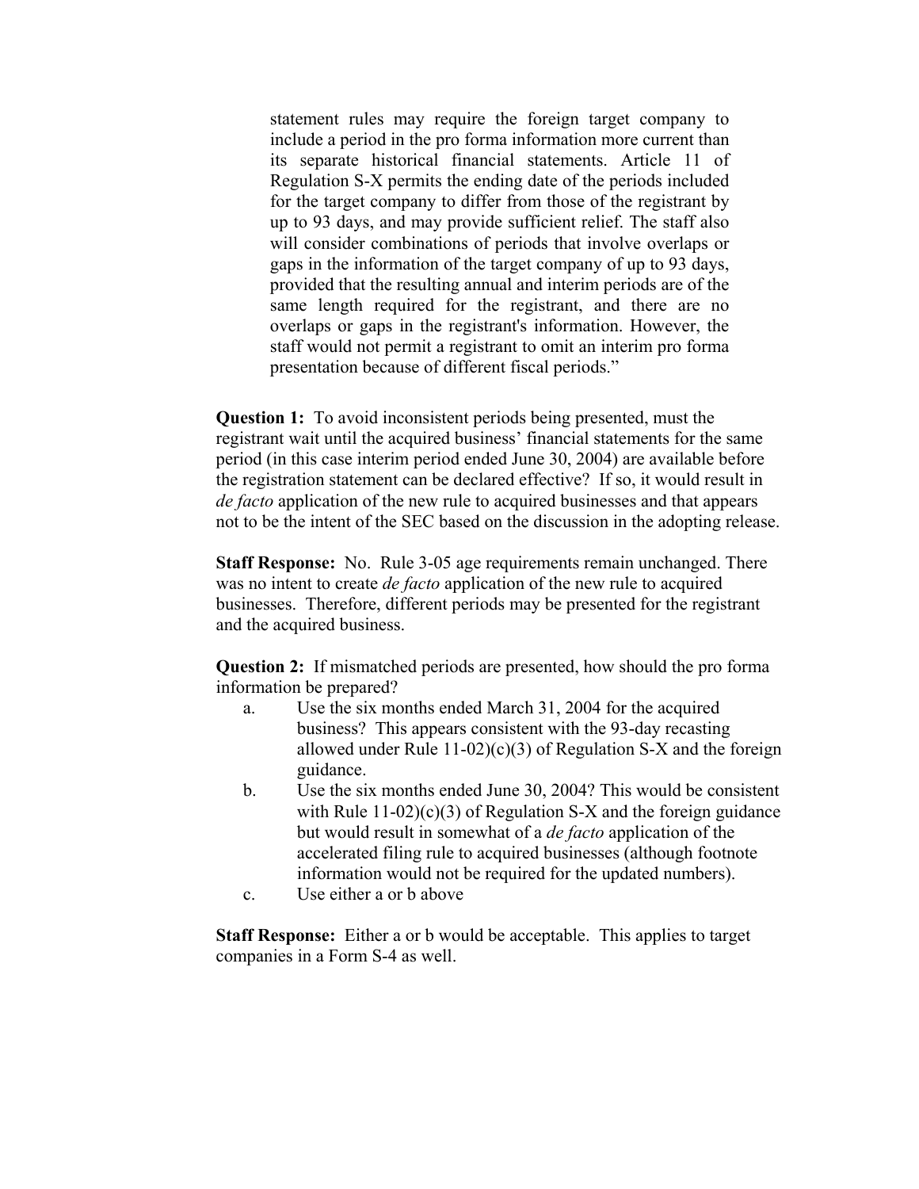> statement rules may require the foreign target company to include a period in the pro forma information more current than its separate historical financial statements. Article 11 of Regulation S-X permits the ending date of the periods included for the target company to differ from those of the registrant by up to 93 days, and may provide sufficient relief. The staff also will consider combinations of periods that involve overlaps or gaps in the information of the target company of up to 93 days, provided that the resulting annual and interim periods are of the same length required for the registrant, and there are no overlaps or gaps in the registrant's information. However, the staff would not permit a registrant to omit an interim pro forma presentation because of different fiscal periods."

**Question 1:** To avoid inconsistent periods being presented, must the registrant wait until the acquired business' financial statements for the same period (in this case interim period ended June 30, 2004) are available before the registration statement can be declared effective? If so, it would result in *de facto* application of the new rule to acquired businesses and that appears not to be the intent of the SEC based on the discussion in the adopting release.

**Staff Response:** No. Rule 3-05 age requirements remain unchanged. There was no intent to create *de facto* application of the new rule to acquired businesses. Therefore, different periods may be presented for the registrant and the acquired business.

**Question 2:** If mismatched periods are presented, how should the pro forma information be prepared?

a. Use the six months ended March 31, 2004 for the acquired business? This appears consistent with the 93-day recasting allowed under Rule 11-02(c)(3) of Regulation S-X and the foreign guidance.

b. Use the six months ended June 30, 2004? This would be consistent with Rule 11-02(c)(3) of Regulation S-X and the foreign guidance but would result in somewhat of a *de facto* application of the accelerated filing rule to acquired businesses (although footnote information would not be required for the updated numbers).

c. Use either a or b above

**Staff Response:** Either a or b would be acceptable. This applies to target companies in a Form S-4 as well.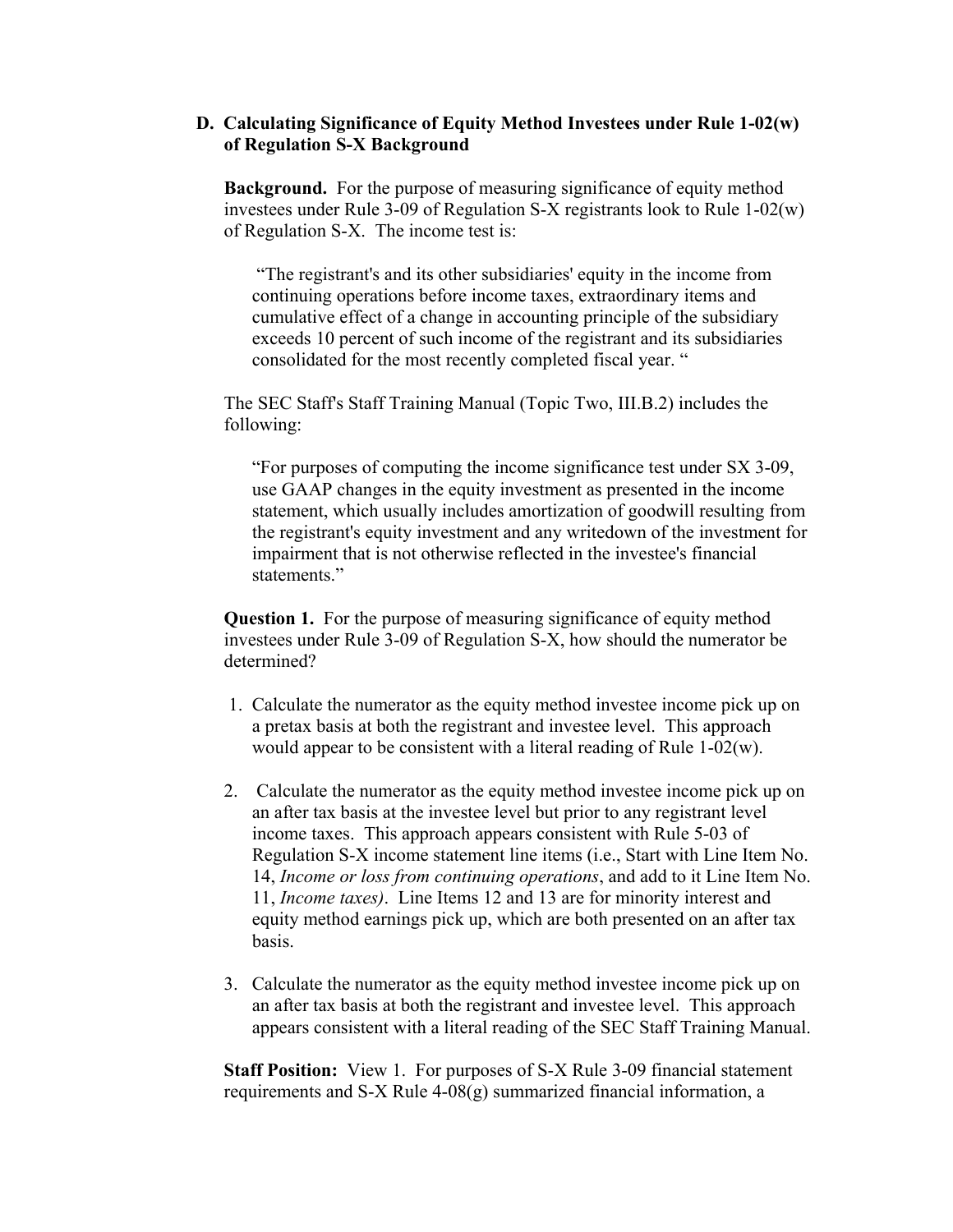### D. Calculating Significance of Equity Method Investees under Rule 1-02(w) of Regulation S-X Background

**Background.** For the purpose of measuring significance of equity method investees under Rule 3-09 of Regulation S-X registrants look to Rule 1-02(w) of Regulation S-X. The income test is:

> "The registrant's and its other subsidiaries' equity in the income from continuing operations before income taxes, extraordinary items and cumulative effect of a change in accounting principle of the subsidiary exceeds 10 percent of such income of the registrant and its subsidiaries consolidated for the most recently completed fiscal year. "

The SEC Staff's Staff Training Manual (Topic Two, III.B.2) includes the following:

> "For purposes of computing the income significance test under SX 3-09, use GAAP changes in the equity investment as presented in the income statement, which usually includes amortization of goodwill resulting from the registrant's equity investment and any writedown of the investment for impairment that is not otherwise reflected in the investee's financial statements."

**Question 1.** For the purpose of measuring significance of equity method investees under Rule 3-09 of Regulation S-X, how should the numerator be determined?

1. Calculate the numerator as the equity method investee income pick up on a pretax basis at both the registrant and investee level. This approach would appear to be consistent with a literal reading of Rule 1-02(w).

2. Calculate the numerator as the equity method investee income pick up on an after tax basis at the investee level but prior to any registrant level income taxes. This approach appears consistent with Rule 5-03 of Regulation S-X income statement line items (i.e., Start with Line Item No. 14, *Income or loss from continuing operations*, and add to it Line Item No. 11, *Income taxes)*. Line Items 12 and 13 are for minority interest and equity method earnings pick up, which are both presented on an after tax basis.

3. Calculate the numerator as the equity method investee income pick up on an after tax basis at both the registrant and investee level. This approach appears consistent with a literal reading of the SEC Staff Training Manual.

**Staff Position:** View 1. For purposes of S-X Rule 3-09 financial statement requirements and S-X Rule 4-08(g) summarized financial information, a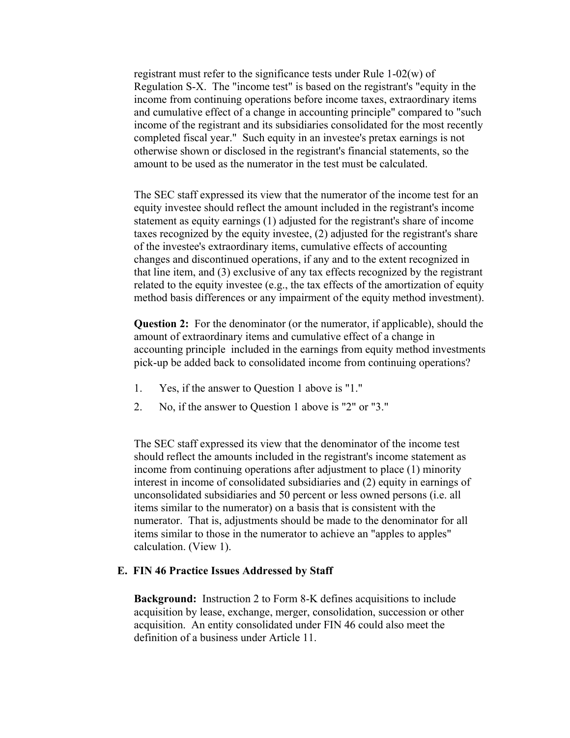registrant must refer to the significance tests under Rule 1-02(w) of Regulation S-X. The "income test" is based on the registrant's "equity in the income from continuing operations before income taxes, extraordinary items and cumulative effect of a change in accounting principle" compared to "such income of the registrant and its subsidiaries consolidated for the most recently completed fiscal year." Such equity in an investee's pretax earnings is not otherwise shown or disclosed in the registrant's financial statements, so the amount to be used as the numerator in the test must be calculated.

The SEC staff expressed its view that the numerator of the income test for an equity investee should reflect the amount included in the registrant's income statement as equity earnings (1) adjusted for the registrant's share of income taxes recognized by the equity investee, (2) adjusted for the registrant's share of the investee's extraordinary items, cumulative effects of accounting changes and discontinued operations, if any and to the extent recognized in that line item, and (3) exclusive of any tax effects recognized by the registrant related to the equity investee (e.g., the tax effects of the amortization of equity method basis differences or any impairment of the equity method investment).

**Question 2:** For the denominator (or the numerator, if applicable), should the amount of extraordinary items and cumulative effect of a change in accounting principle included in the earnings from equity method investments pick-up be added back to consolidated income from continuing operations?

1. Yes, if the answer to Question 1 above is "1."
2. No, if the answer to Question 1 above is "2" or "3."

The SEC staff expressed its view that the denominator of the income test should reflect the amounts included in the registrant's income statement as income from continuing operations after adjustment to place (1) minority interest in income of consolidated subsidiaries and (2) equity in earnings of unconsolidated subsidiaries and 50 percent or less owned persons (i.e. all items similar to the numerator) on a basis that is consistent with the numerator. That is, adjustments should be made to the denominator for all items similar to those in the numerator to achieve an "apples to apples" calculation. (View 1).

### E. FIN 46 Practice Issues Addressed by Staff

**Background:** Instruction 2 to Form 8-K defines acquisitions to include acquisition by lease, exchange, merger, consolidation, succession or other acquisition. An entity consolidated under FIN 46 could also meet the definition of a business under Article 11.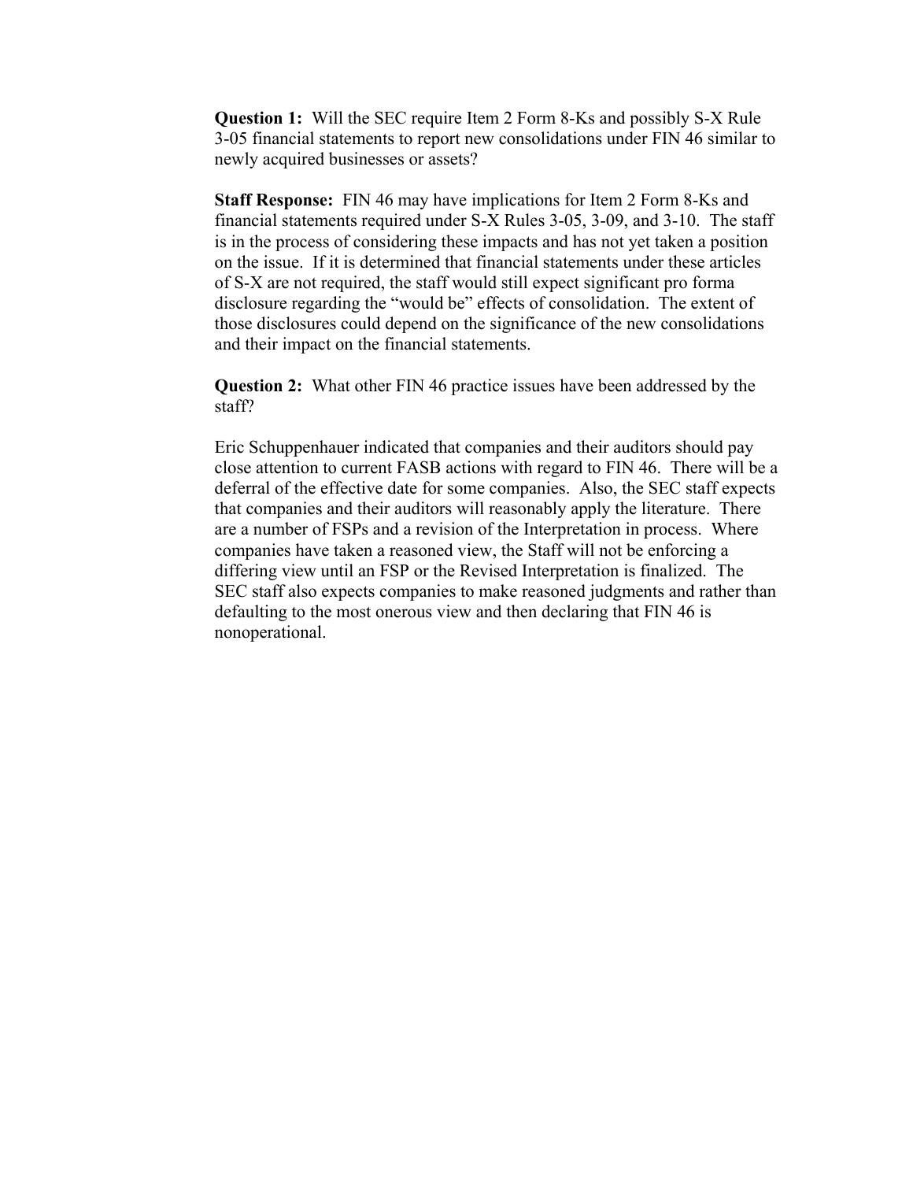**Question 1:** Will the SEC require Item 2 Form 8-Ks and possibly S-X Rule 3-05 financial statements to report new consolidations under FIN 46 similar to newly acquired businesses or assets?

**Staff Response:** FIN 46 may have implications for Item 2 Form 8-Ks and financial statements required under S-X Rules 3-05, 3-09, and 3-10. The staff is in the process of considering these impacts and has not yet taken a position on the issue. If it is determined that financial statements under these articles of S-X are not required, the staff would still expect significant pro forma disclosure regarding the "would be" effects of consolidation. The extent of those disclosures could depend on the significance of the new consolidations and their impact on the financial statements.

**Question 2:** What other FIN 46 practice issues have been addressed by the staff?

Eric Schuppenhauer indicated that companies and their auditors should pay close attention to current FASB actions with regard to FIN 46. There will be a deferral of the effective date for some companies. Also, the SEC staff expects that companies and their auditors will reasonably apply the literature. There are a number of FSPs and a revision of the Interpretation in process. Where companies have taken a reasoned view, the Staff will not be enforcing a differing view until an FSP or the Revised Interpretation is finalized. The SEC staff also expects companies to make reasoned judgments and rather than defaulting to the most onerous view and then declaring that FIN 46 is nonoperational.